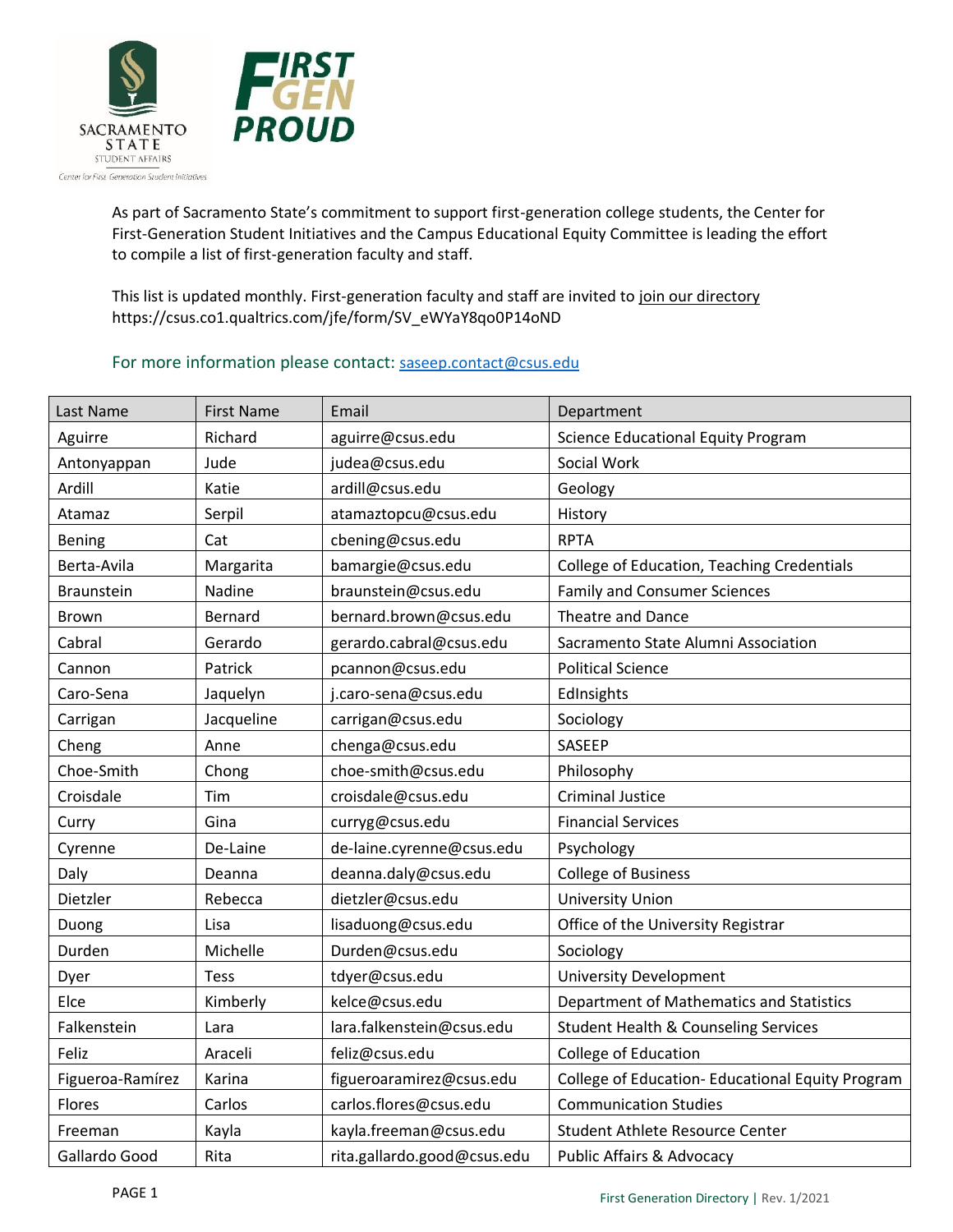As part of Sacramento State's commitment to support first-generation college students, the Center for First-Generation Student Initiatives and the Campus Educational Equity Committee is leading the effort to compile a list of first-generation faculty and staff.

This list is updated monthly. First-generation faculty and staff are invited to join our directory https://csus.co1.qualtrics.com/jfe/form/SV_eWYaY8qo0P14oND

For more information please contact: saseep.contact@csus.edu

| Last Name | First Name | Email | Department |
|---|---|---|---|
| Aguirre | Richard | aguirre@csus.edu | Science Educational Equity Program |
| Antonyappan | Jude | judea@csus.edu | Social Work |
| Ardill | Katie | ardill@csus.edu | Geology |
| Atamaz | Serpil | atamaztopcu@csus.edu | History |
| Bening | Cat | cbening@csus.edu | RPTA |
| Berta-Avila | Margarita | bamargie@csus.edu | College of Education, Teaching Credentials |
| Braunstein | Nadine | braunstein@csus.edu | Family and Consumer Sciences |
| Brown | Bernard | bernard.brown@csus.edu | Theatre and Dance |
| Cabral | Gerardo | gerardo.cabral@csus.edu | Sacramento State Alumni Association |
| Cannon | Patrick | pcannon@csus.edu | Political Science |
| Caro-Sena | Jaquelyn | j.caro-sena@csus.edu | EdInsights |
| Carrigan | Jacqueline | carrigan@csus.edu | Sociology |
| Cheng | Anne | chenga@csus.edu | SASEEP |
| Choe-Smith | Chong | choe-smith@csus.edu | Philosophy |
| Croisdale | Tim | croisdale@csus.edu | Criminal Justice |
| Curry | Gina | curryg@csus.edu | Financial Services |
| Cyrenne | De-Laine | de-laine.cyrenne@csus.edu | Psychology |
| Daly | Deanna | deanna.daly@csus.edu | College of Business |
| Dietzler | Rebecca | dietzler@csus.edu | University Union |
| Duong | Lisa | lisaduong@csus.edu | Office of the University Registrar |
| Durden | Michelle | Durden@csus.edu | Sociology |
| Dyer | Tess | tdyer@csus.edu | University Development |
| Elce | Kimberly | kelce@csus.edu | Department of Mathematics and Statistics |
| Falkenstein | Lara | lara.falkenstein@csus.edu | Student Health & Counseling Services |
| Feliz | Araceli | feliz@csus.edu | College of Education |
| Figueroa-Ramírez | Karina | figueroaramirez@csus.edu | College of Education- Educational Equity Program |
| Flores | Carlos | carlos.flores@csus.edu | Communication Studies |
| Freeman | Kayla | kayla.freeman@csus.edu | Student Athlete Resource Center |
| Gallardo Good | Rita | rita.gallardo.good@csus.edu | Public Affairs & Advocacy |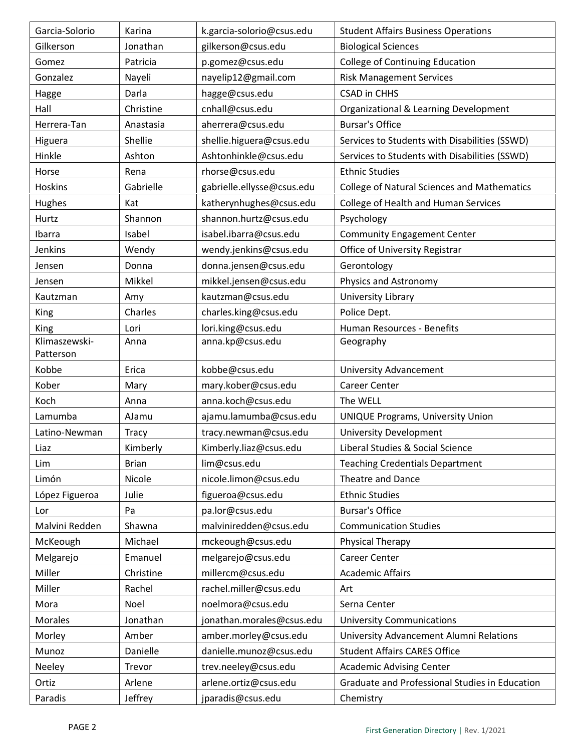| Garcia-Solorio | Karina | k.garcia-solorio@csus.edu | Student Affairs Business Operations |
|---|---|---|---|
| Gilkerson | Jonathan | gilkerson@csus.edu | Biological Sciences |
| Gomez | Patricia | p.gomez@csus.edu | College of Continuing Education |
| Gonzalez | Nayeli | nayelip12@gmail.com | Risk Management Services |
| Hagge | Darla | hagge@csus.edu | CSAD in CHHS |
| Hall | Christine | cnhall@csus.edu | Organizational & Learning Development |
| Herrera-Tan | Anastasia | aherrera@csus.edu | Bursar's Office |
| Higuera | Shellie | shellie.higuera@csus.edu | Services to Students with Disabilities (SSWD) |
| Hinkle | Ashton | Ashtonhinkle@csus.edu | Services to Students with Disabilities (SSWD) |
| Horse | Rena | rhorse@csus.edu | Ethnic Studies |
| Hoskins | Gabrielle | gabrielle.ellysse@csus.edu | College of Natural Sciences and Mathematics |
| Hughes | Kat | katherynhughes@csus.edu | College of Health and Human Services |
| Hurtz | Shannon | shannon.hurtz@csus.edu | Psychology |
| Ibarra | Isabel | isabel.ibarra@csus.edu | Community Engagement Center |
| Jenkins | Wendy | wendy.jenkins@csus.edu | Office of University Registrar |
| Jensen | Donna | donna.jensen@csus.edu | Gerontology |
| Jensen | Mikkel | mikkel.jensen@csus.edu | Physics and Astronomy |
| Kautzman | Amy | kautzman@csus.edu | University Library |
| King | Charles | charles.king@csus.edu | Police Dept. |
| King | Lori | lori.king@csus.edu | Human Resources - Benefits |
| Klimaszewski-Patterson | Anna | anna.kp@csus.edu | Geography |
| Kobbe | Erica | kobbe@csus.edu | University Advancement |
| Kober | Mary | mary.kober@csus.edu | Career Center |
| Koch | Anna | anna.koch@csus.edu | The WELL |
| Lamumba | AJamu | ajamu.lamumba@csus.edu | UNIQUE Programs, University Union |
| Latino-Newman | Tracy | tracy.newman@csus.edu | University Development |
| Liaz | Kimberly | Kimberly.liaz@csus.edu | Liberal Studies & Social Science |
| Lim | Brian | lim@csus.edu | Teaching Credentials Department |
| Limón | Nicole | nicole.limon@csus.edu | Theatre and Dance |
| López Figueroa | Julie | figueroa@csus.edu | Ethnic Studies |
| Lor | Pa | pa.lor@csus.edu | Bursar's Office |
| Malvini Redden | Shawna | malviniredden@csus.edu | Communication Studies |
| McKeough | Michael | mckeough@csus.edu | Physical Therapy |
| Melgarejo | Emanuel | melgarejo@csus.edu | Career Center |
| Miller | Christine | millercm@csus.edu | Academic Affairs |
| Miller | Rachel | rachel.miller@csus.edu | Art |
| Mora | Noel | noelmora@csus.edu | Serna Center |
| Morales | Jonathan | jonathan.morales@csus.edu | University Communications |
| Morley | Amber | amber.morley@csus.edu | University Advancement Alumni Relations |
| Munoz | Danielle | danielle.munoz@csus.edu | Student Affairs CARES Office |
| Neeley | Trevor | trev.neeley@csus.edu | Academic Advising Center |
| Ortiz | Arlene | arlene.ortiz@csus.edu | Graduate and Professional Studies in Education |
| Paradis | Jeffrey | jparadis@csus.edu | Chemistry |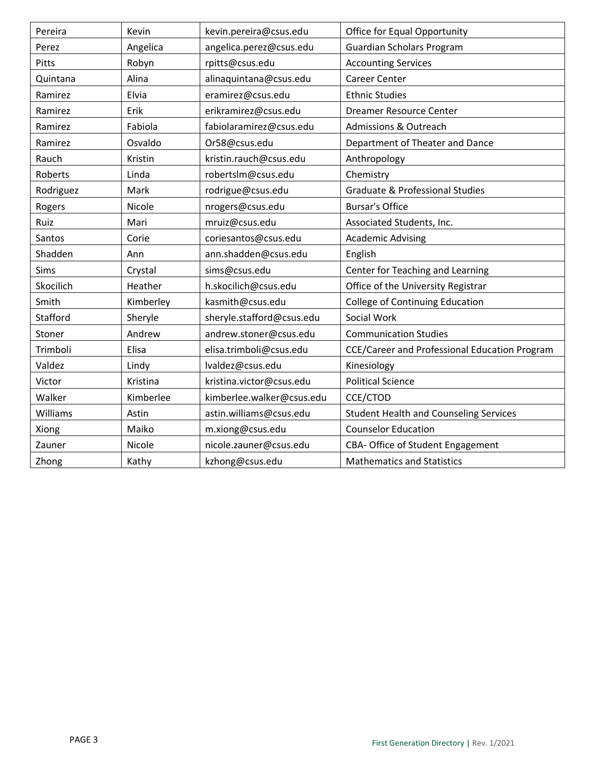| | | | |
|---|---|---|---|
| Pereira | Kevin | kevin.pereira@csus.edu | Office for Equal Opportunity |
| Perez | Angelica | angelica.perez@csus.edu | Guardian Scholars Program |
| Pitts | Robyn | rpitts@csus.edu | Accounting Services |
| Quintana | Alina | alinaquintana@csus.edu | Career Center |
| Ramirez | Elvia | eramirez@csus.edu | Ethnic Studies |
| Ramirez | Erik | erikramirez@csus.edu | Dreamer Resource Center |
| Ramirez | Fabiola | fabiolaramirez@csus.edu | Admissions & Outreach |
| Ramirez | Osvaldo | Or58@csus.edu | Department of Theater and Dance |
| Rauch | Kristin | kristin.rauch@csus.edu | Anthropology |
| Roberts | Linda | robertslm@csus.edu | Chemistry |
| Rodriguez | Mark | rodrigue@csus.edu | Graduate & Professional Studies |
| Rogers | Nicole | nrogers@csus.edu | Bursar's Office |
| Ruiz | Mari | mruiz@csus.edu | Associated Students, Inc. |
| Santos | Corie | coriesantos@csus.edu | Academic Advising |
| Shadden | Ann | ann.shadden@csus.edu | English |
| Sims | Crystal | sims@csus.edu | Center for Teaching and Learning |
| Skocilich | Heather | h.skocilich@csus.edu | Office of the University Registrar |
| Smith | Kimberley | kasmith@csus.edu | College of Continuing Education |
| Stafford | Sheryle | sheryle.stafford@csus.edu | Social Work |
| Stoner | Andrew | andrew.stoner@csus.edu | Communication Studies |
| Trimboli | Elisa | elisa.trimboli@csus.edu | CCE/Career and Professional Education Program |
| Valdez | Lindy | lvaldez@csus.edu | Kinesiology |
| Victor | Kristina | kristina.victor@csus.edu | Political Science |
| Walker | Kimberlee | kimberlee.walker@csus.edu | CCE/CTOD |
| Williams | Astin | astin.williams@csus.edu | Student Health and Counseling Services |
| Xiong | Maiko | m.xiong@csus.edu | Counselor Education |
| Zauner | Nicole | nicole.zauner@csus.edu | CBA- Office of Student Engagement |
| Zhong | Kathy | kzhong@csus.edu | Mathematics and Statistics |